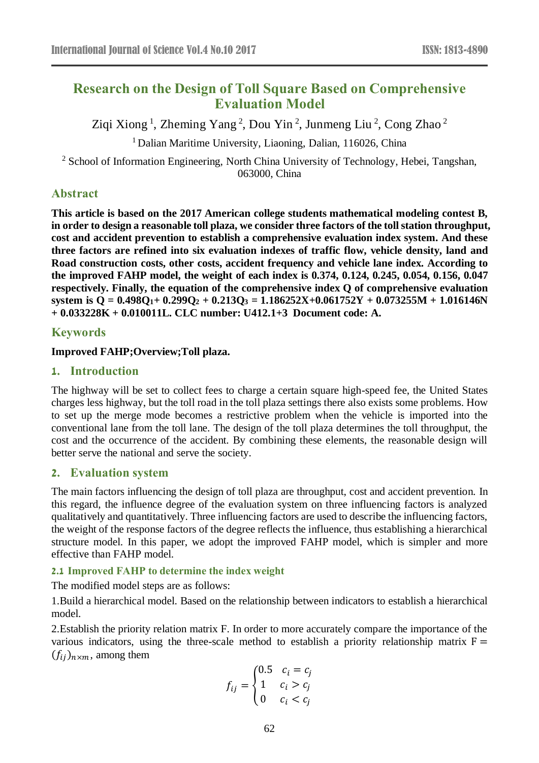# Research on the Design of Toll Square Based on Comprehensive Evaluation Model

Ziqi Xiong [1], Zheming Yang [2], Dou Yin [2], Junmeng Liu [2], Cong Zhao [2]

[1] Dalian Maritime University, Liaoning, Dalian, 116026, China

[2] School of Information Engineering, North China University of Technology, Hebei, Tangshan, 063000, China

## Abstract

**This article is based on the 2017 American college students mathematical modeling contest B, in order to design a reasonable toll plaza, we consider three factors of the toll station throughput, cost and accident prevention to establish a comprehensive evaluation index system. And these three factors are refined into six evaluation indexes of traffic flow, vehicle density, land and Road construction costs, other costs, accident frequency and vehicle lane index. According to the improved FAHP model, the weight of each index is 0.374, 0.124, 0.245, 0.054, 0.156, 0.047 respectively. Finally, the equation of the comprehensive index Q of comprehensive evaluation system is $Q = 0.498Q_1 + 0.299Q_2 + 0.213Q_3 = 1.186252X + 0.061752Y + 0.073255M + 1.016146N + 0.033228K + 0.010011L$. CLC number: U412.1+3 Document code: A.**

## Keywords

**Improved FAHP;Overview;Toll plaza.**

## 1. Introduction

The highway will be set to collect fees to charge a certain square high-speed fee, the United States charges less highway, but the toll road in the toll plaza settings there also exists some problems. How to set up the merge mode becomes a restrictive problem when the vehicle is imported into the conventional lane from the toll lane. The design of the toll plaza determines the toll throughput, the cost and the occurrence of the accident. By combining these elements, the reasonable design will better serve the national and serve the society.

## 2. Evaluation system

The main factors influencing the design of toll plaza are throughput, cost and accident prevention. In this regard, the influence degree of the evaluation system on three influencing factors is analyzed qualitatively and quantitatively. Three influencing factors are used to describe the influencing factors, the weight of the response factors of the degree reflects the influence, thus establishing a hierarchical structure model. In this paper, we adopt the improved FAHP model, which is simpler and more effective than FAHP model.

### 2.1 Improved FAHP to determine the index weight

The modified model steps are as follows:

1.Build a hierarchical model. Based on the relationship between indicators to establish a hierarchical model.

2.Establish the priority relation matrix F. In order to more accurately compare the importance of the various indicators, using the three-scale method to establish a priority relationship matrix $F = (f_{ij})_{n\times m}$, among them

$$f_{ij} = \begin{cases} 0.5 & c_i = c_j \\ 1 & c_i > c_j \\ 0 & c_i < c_j \end{cases}$$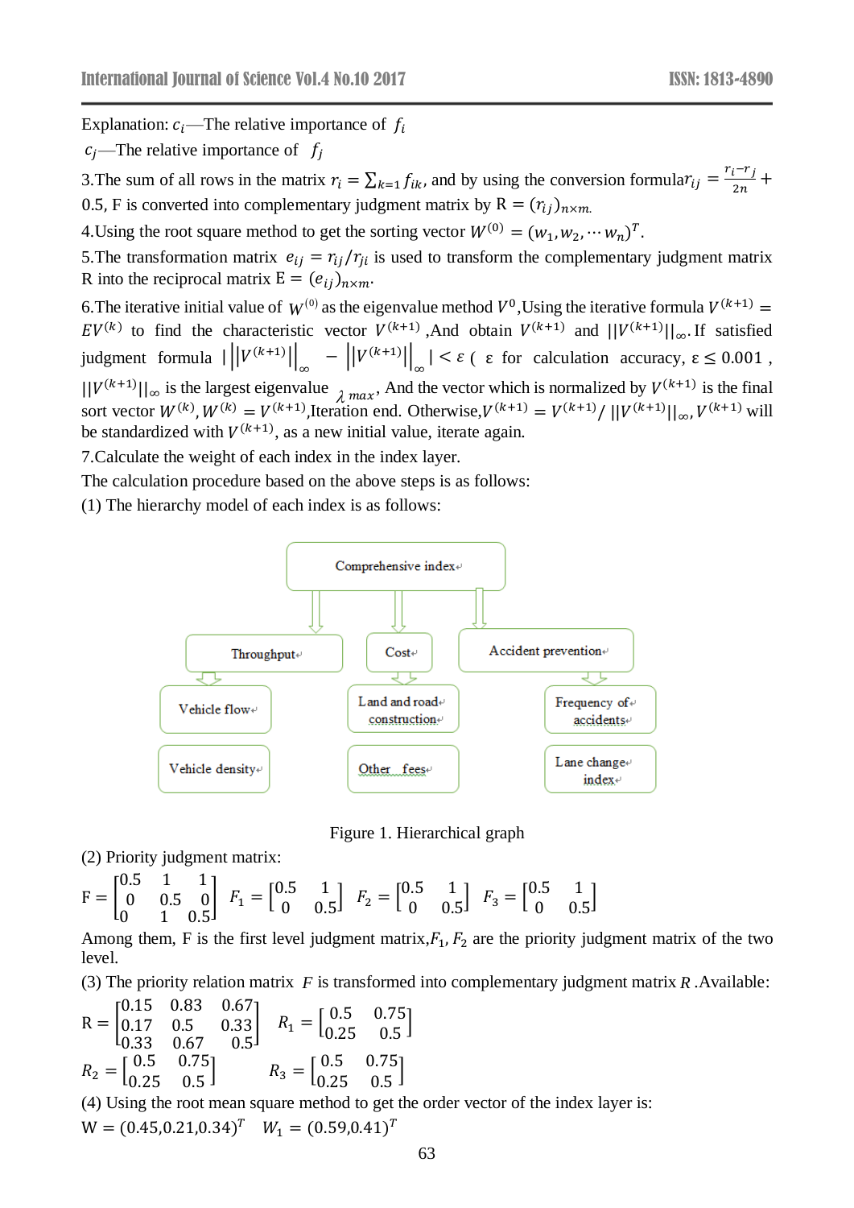Explanation: $c_i$—The relative importance of $f_i$

$c_j$—The relative importance of $f_j$

3.The sum of all rows in the matrix $r_i = \sum_{k=1} f_{ik}$, and by using the conversion formula $r_{ij} = \frac{r_i - r_j}{2n} + 0.5$, F is converted into complementary judgment matrix by $R = (r_{ij})_{n\times m}$.

4.Using the root square method to get the sorting vector $W^{(0)} = (w_1, w_2, \cdots w_n)^T$.

5.The transformation matrix $e_{ij} = r_{ij}/r_{ji}$ is used to transform the complementary judgment matrix R into the reciprocal matrix $E = (e_{ij})_{n\times m}$.

6.The iterative initial value of $W^{(0)}$ as the eigenvalue method $V^0$,Using the iterative formula $V^{(k+1)} = EV^{(k)}$ to find the characteristic vector $V^{(k+1)}$ ,And obtain $V^{(k+1)}$ and $||V^{(k+1)}||_\infty$. If satisfied judgment formula $\left| \left\|V^{(k+1)}\right\|_\infty - \left\|V^{(k+1)}\right\|_\infty \right| < \varepsilon$ ( ε for calculation accuracy, $\varepsilon \le 0.001$ , $||V^{(k+1)}||_\infty$ is the largest eigenvalue $\lambda_{max}$, And the vector which is normalized by $V^{(k+1)}$ is the final sort vector $W^{(k)}$, $W^{(k)} = V^{(k+1)}$,Iteration end. Otherwise,$V^{(k+1)} = V^{(k+1)} / ||V^{(k+1)}||_\infty$, $V^{(k+1)}$ will be standardized with $V^{(k+1)}$, as a new initial value, iterate again.

7.Calculate the weight of each index in the index layer.

The calculation procedure based on the above steps is as follows:

(1) The hierarchy model of each index is as follows:

Comprehensive index

Throughput — Vehicle flow; Vehicle density

Cost — Land and road construction; Other fees

Accident prevention — Frequency of accidents; Lane change index

Figure 1. Hierarchical graph

(2) Priority judgment matrix:

$$F = \begin{bmatrix} 0.5 & 1 & 1 \\ 0 & 0.5 & 0 \\ 0 & 1 & 0.5 \end{bmatrix} \quad F_1 = \begin{bmatrix} 0.5 & 1 \\ 0 & 0.5 \end{bmatrix} \quad F_2 = \begin{bmatrix} 0.5 & 1 \\ 0 & 0.5 \end{bmatrix} \quad F_3 = \begin{bmatrix} 0.5 & 1 \\ 0 & 0.5 \end{bmatrix}$$

Among them, F is the first level judgment matrix,$F_1$, $F_2$ are the priority judgment matrix of the two level.

(3) The priority relation matrix $F$ is transformed into complementary judgment matrix $R$ .Available:

$$R = \begin{bmatrix} 0.15 & 0.83 & 0.67 \\ 0.17 & 0.5 & 0.33 \\ 0.33 & 0.67 & 0.5 \end{bmatrix} \quad R_1 = \begin{bmatrix} 0.5 & 0.75 \\ 0.25 & 0.5 \end{bmatrix}$$

$$R_2 = \begin{bmatrix} 0.5 & 0.75 \\ 0.25 & 0.5 \end{bmatrix} \quad R_3 = \begin{bmatrix} 0.5 & 0.75 \\ 0.25 & 0.5 \end{bmatrix}$$

(4) Using the root mean square method to get the order vector of the index layer is:

$W = (0.45, 0.21, 0.34)^T \quad W_1 = (0.59, 0.41)^T$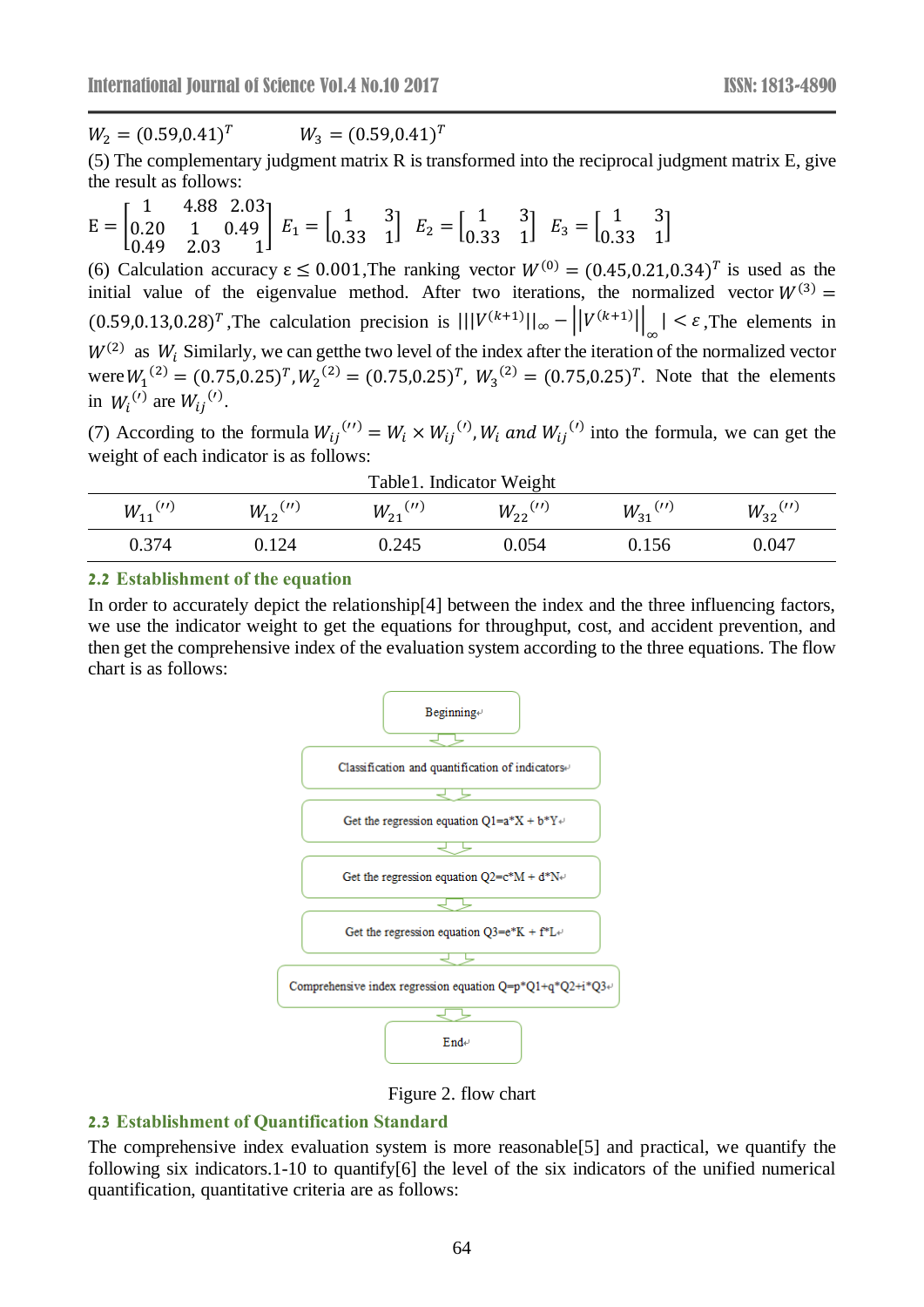$W_2 = (0.59, 0.41)^T$ $\quad\quad$ $W_3 = (0.59, 0.41)^T$

(5) The complementary judgment matrix R is transformed into the reciprocal judgment matrix E, give the result as follows:

$$E = \begin{bmatrix} 1 & 4.88 & 2.03 \\ 0.20 & 1 & 0.49 \\ 0.49 & 2.03 & 1 \end{bmatrix} \; E_1 = \begin{bmatrix} 1 & 3 \\ 0.33 & 1 \end{bmatrix} \; E_2 = \begin{bmatrix} 1 & 3 \\ 0.33 & 1 \end{bmatrix} \; E_3 = \begin{bmatrix} 1 & 3 \\ 0.33 & 1 \end{bmatrix}$$

(6) Calculation accuracy $\varepsilon \leq 0.001$,The ranking vector $W^{(0)} = (0.45, 0.21, 0.34)^T$ is used as the initial value of the eigenvalue method. After two iterations, the normalized vector $W^{(3)} = (0.59, 0.13, 0.28)^T$,The calculation precision is $|||V^{(k+1)}||_\infty - \left\|V^{(k+1)}\right\|_\infty| < \varepsilon$,The elements in $W^{(2)}$ as $W_i$ Similarly, we can getthe two level of the index after the iteration of the normalized vector were $W_1{}^{(2)} = (0.75, 0.25)^T$, $W_2{}^{(2)} = (0.75, 0.25)^T$, $W_3{}^{(2)} = (0.75, 0.25)^T$. Note that the elements in $W_i{}^{(\prime)}$ are $W_{ij}{}^{(\prime)}$.

(7) According to the formula $W_{ij}{}^{(\prime\prime)} = W_i \times W_{ij}{}^{(\prime)}, W_i \; and \; W_{ij}{}^{(\prime)}$ into the formula, we can get the weight of each indicator is as follows:

Table1. Indicator Weight

| $W_{11}{}^{(\prime\prime)}$ | $W_{12}{}^{(\prime\prime)}$ | $W_{21}{}^{(\prime\prime)}$ | $W_{22}{}^{(\prime\prime)}$ | $W_{31}{}^{(\prime\prime)}$ | $W_{32}{}^{(\prime\prime)}$ |
|---|---|---|---|---|---|
| 0.374 | 0.124 | 0.245 | 0.054 | 0.156 | 0.047 |

## 2.2 Establishment of the equation

In order to accurately depict the relationship[4] between the index and the three influencing factors, we use the indicator weight to get the equations for throughput, cost, and accident prevention, and then get the comprehensive index of the evaluation system according to the three equations. The flow chart is as follows:

Beginning

Classification and quantification of indicators

Get the regression equation Q1=a*X + b*Y

Get the regression equation Q2=c*M + d*N

Get the regression equation Q3=e*K + f*L

Comprehensive index regression equation Q=p*Q1+q*Q2+i*Q3

End

Figure 2. flow chart

## 2.3 Establishment of Quantification Standard

The comprehensive index evaluation system is more reasonable[5] and practical, we quantify the following six indicators.1-10 to quantify[6] the level of the six indicators of the unified numerical quantification, quantitative criteria are as follows: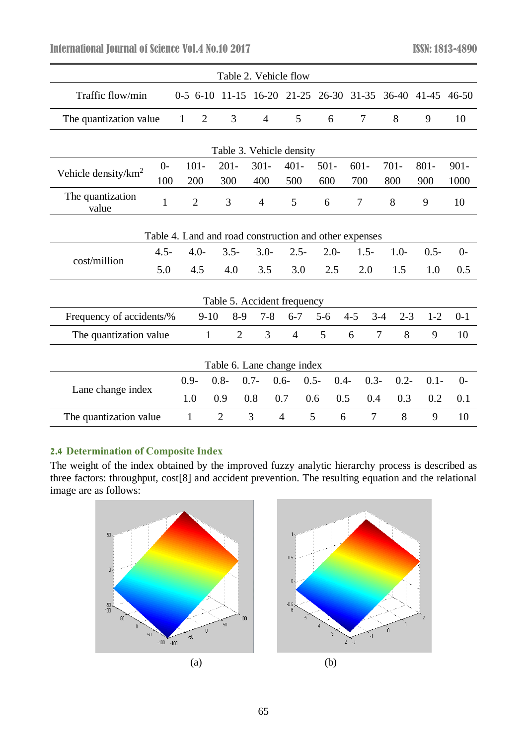Table 2. Vehicle flow

| Traffic flow/min | 0-5 | 6-10 | 11-15 | 16-20 | 21-25 | 26-30 | 31-35 | 36-40 | 41-45 | 46-50 |
|---|---|---|---|---|---|---|---|---|---|---|
| The quantization value | 1 | 2 | 3 | 4 | 5 | 6 | 7 | 8 | 9 | 10 |

Table 3. Vehicle density

| Vehicle density/km$^2$ | 0-100 | 101-200 | 201-300 | 301-400 | 401-500 | 501-600 | 601-700 | 701-800 | 801-900 | 901-1000 |
|---|---|---|---|---|---|---|---|---|---|---|
| The quantization value | 1 | 2 | 3 | 4 | 5 | 6 | 7 | 8 | 9 | 10 |

Table 4. Land and road construction and other expenses

| cost/million | 4.5-5.0 | 4.0-4.5 | 3.5-4.0 | 3.0-3.5 | 2.5-3.0 | 2.0-2.5 | 1.5-2.0 | 1.0-1.5 | 0.5-1.0 | 0-0.5 |
|---|---|---|---|---|---|---|---|---|---|---|

Table 5. Accident frequency

| Frequency of accidents/% | 9-10 | 8-9 | 7-8 | 6-7 | 5-6 | 4-5 | 3-4 | 2-3 | 1-2 | 0-1 |
|---|---|---|---|---|---|---|---|---|---|---|
| The quantization value | 1 | 2 | 3 | 4 | 5 | 6 | 7 | 8 | 9 | 10 |

Table 6. Lane change index

| Lane change index | 0.9-1.0 | 0.8-0.9 | 0.7-0.8 | 0.6-0.7 | 0.5-0.6 | 0.4-0.5 | 0.3-0.4 | 0.2-0.3 | 0.1-0.2 | 0-0.1 |
|---|---|---|---|---|---|---|---|---|---|---|
| The quantization value | 1 | 2 | 3 | 4 | 5 | 6 | 7 | 8 | 9 | 10 |

### 2.4 Determination of Composite Index

The weight of the index obtained by the improved fuzzy analytic hierarchy process is described as three factors: throughput, cost[8] and accident prevention. The resulting equation and the relational image are as follows:

(a) (b)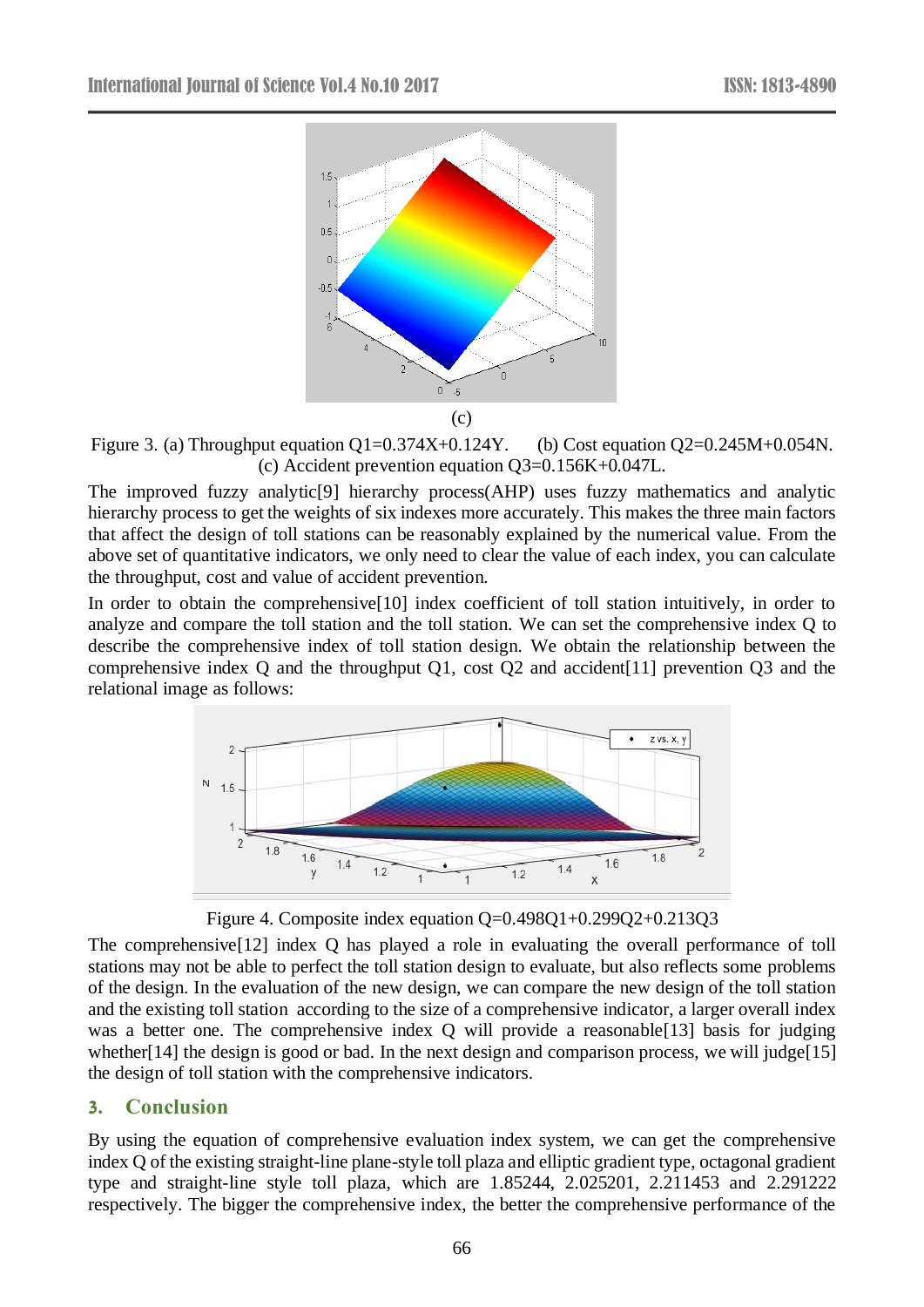(c)

Figure 3. (a) Throughput equation Q1=0.374X+0.124Y. (b) Cost equation Q2=0.245M+0.054N. (c) Accident prevention equation Q3=0.156K+0.047L.

The improved fuzzy analytic[9] hierarchy process(AHP) uses fuzzy mathematics and analytic hierarchy process to get the weights of six indexes more accurately. This makes the three main factors that affect the design of toll stations can be reasonably explained by the numerical value. From the above set of quantitative indicators, we only need to clear the value of each index, you can calculate the throughput, cost and value of accident prevention.

In order to obtain the comprehensive[10] index coefficient of toll station intuitively, in order to analyze and compare the toll station and the toll station. We can set the comprehensive index Q to describe the comprehensive index of toll station design. We obtain the relationship between the comprehensive index Q and the throughput Q1, cost Q2 and accident[11] prevention Q3 and the relational image as follows:

Figure 4. Composite index equation Q=0.498Q1+0.299Q2+0.213Q3

The comprehensive[12] index Q has played a role in evaluating the overall performance of toll stations may not be able to perfect the toll station design to evaluate, but also reflects some problems of the design. In the evaluation of the new design, we can compare the new design of the toll station and the existing toll station according to the size of a comprehensive indicator, a larger overall index was a better one. The comprehensive index Q will provide a reasonable[13] basis for judging whether[14] the design is good or bad. In the next design and comparison process, we will judge[15] the design of toll station with the comprehensive indicators.

## 3. Conclusion

By using the equation of comprehensive evaluation index system, we can get the comprehensive index Q of the existing straight-line plane-style toll plaza and elliptic gradient type, octagonal gradient type and straight-line style toll plaza, which are 1.85244, 2.025201, 2.211453 and 2.291222 respectively. The bigger the comprehensive index, the better the comprehensive performance of the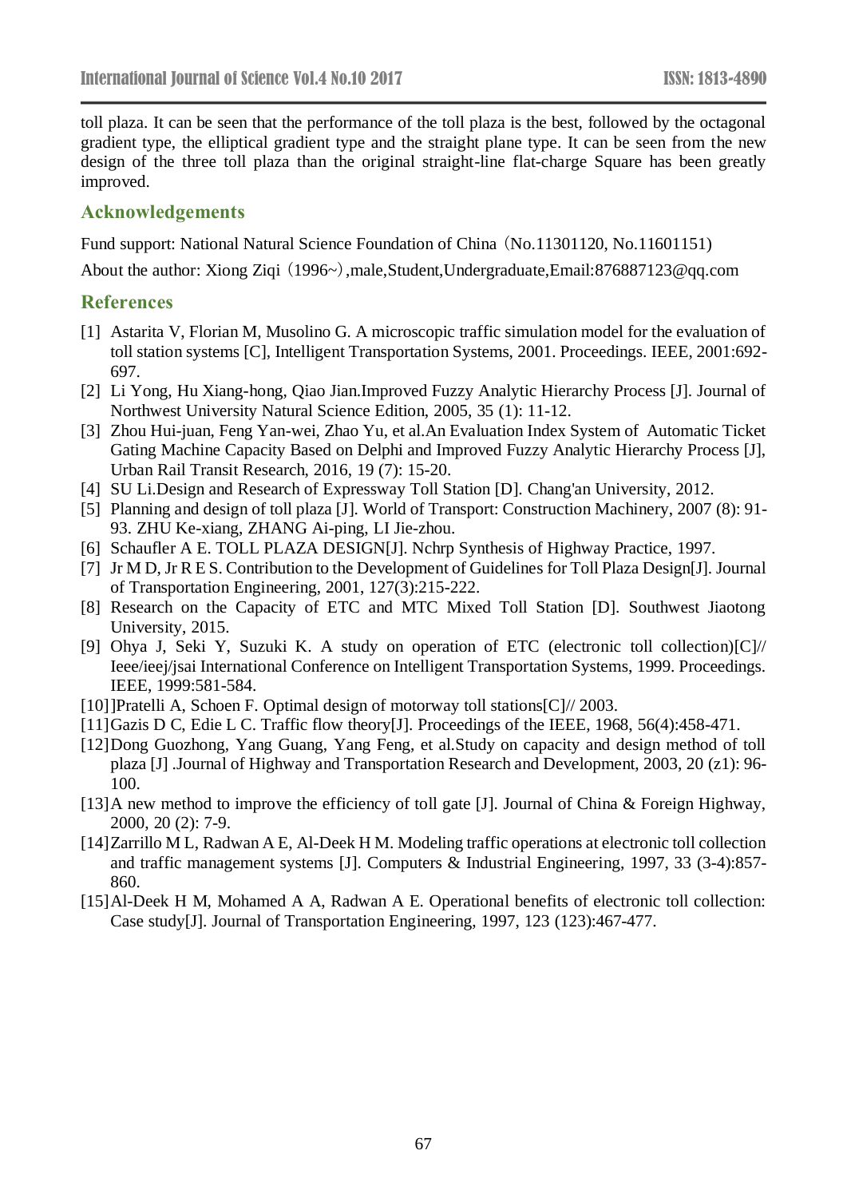toll plaza. It can be seen that the performance of the toll plaza is the best, followed by the octagonal gradient type, the elliptical gradient type and the straight plane type. It can be seen from the new design of the three toll plaza than the original straight-line flat-charge Square has been greatly improved.

## Acknowledgements

Fund support: National Natural Science Foundation of China（No.11301120, No.11601151)

About the author: Xiong Ziqi（1996~）,male,Student,Undergraduate,Email:876887123@qq.com

## References

[1] Astarita V, Florian M, Musolino G. A microscopic traffic simulation model for the evaluation of toll station systems [C], Intelligent Transportation Systems, 2001. Proceedings. IEEE, 2001:692-697.

[2] Li Yong, Hu Xiang-hong, Qiao Jian.Improved Fuzzy Analytic Hierarchy Process [J]. Journal of Northwest University Natural Science Edition, 2005, 35 (1): 11-12.

[3] Zhou Hui-juan, Feng Yan-wei, Zhao Yu, et al.An Evaluation Index System of Automatic Ticket Gating Machine Capacity Based on Delphi and Improved Fuzzy Analytic Hierarchy Process [J], Urban Rail Transit Research, 2016, 19 (7): 15-20.

[4] SU Li.Design and Research of Expressway Toll Station [D]. Chang'an University, 2012.

[5] Planning and design of toll plaza [J]. World of Transport: Construction Machinery, 2007 (8): 91-93. ZHU Ke-xiang, ZHANG Ai-ping, LI Jie-zhou.

[6] Schaufler A E. TOLL PLAZA DESIGN[J]. Nchrp Synthesis of Highway Practice, 1997.

[7] Jr M D, Jr R E S. Contribution to the Development of Guidelines for Toll Plaza Design[J]. Journal of Transportation Engineering, 2001, 127(3):215-222.

[8] Research on the Capacity of ETC and MTC Mixed Toll Station [D]. Southwest Jiaotong University, 2015.

[9] Ohya J, Seki Y, Suzuki K. A study on operation of ETC (electronic toll collection)[C]// Ieee/ieej/jsai International Conference on Intelligent Transportation Systems, 1999. Proceedings. IEEE, 1999:581-584.

[10]]Pratelli A, Schoen F. Optimal design of motorway toll stations[C]// 2003.

[11]Gazis D C, Edie L C. Traffic flow theory[J]. Proceedings of the IEEE, 1968, 56(4):458-471.

[12]Dong Guozhong, Yang Guang, Yang Feng, et al.Study on capacity and design method of toll plaza [J] .Journal of Highway and Transportation Research and Development, 2003, 20 (z1): 96-100.

[13]A new method to improve the efficiency of toll gate [J]. Journal of China & Foreign Highway, 2000, 20 (2): 7-9.

[14]Zarrillo M L, Radwan A E, Al-Deek H M. Modeling traffic operations at electronic toll collection and traffic management systems [J]. Computers & Industrial Engineering, 1997, 33 (3-4):857-860.

[15]Al-Deek H M, Mohamed A A, Radwan A E. Operational benefits of electronic toll collection: Case study[J]. Journal of Transportation Engineering, 1997, 123 (123):467-477.